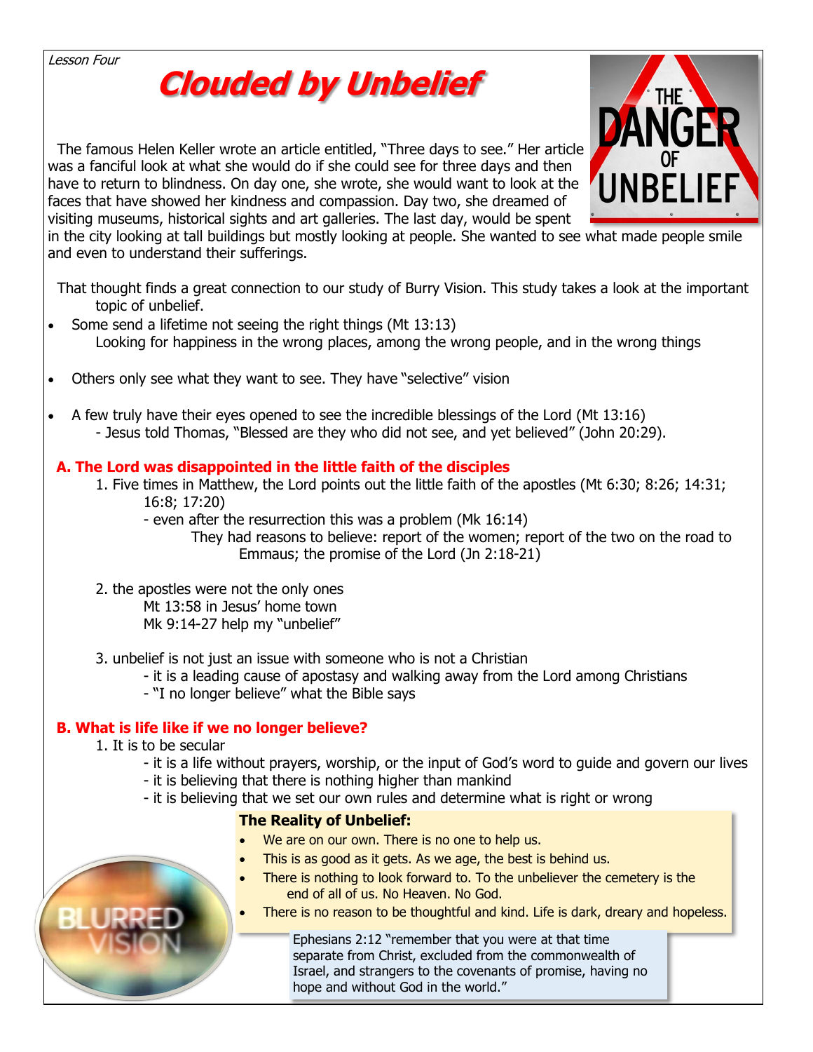*Lesson Four*

# Clouded by Unbelief

The famous Helen Keller wrote an article entitled, "Three days to see." Her article was a fanciful look at what she would do if she could see for three days and then have to return to blindness. On day one, she wrote, she would want to look at the faces that have showed her kindness and compassion. Day two, she dreamed of visiting museums, historical sights and art galleries. The last day, would be spent in the city looking at tall buildings but mostly looking at people. She wanted to see what made people smile and even to understand their sufferings.

That thought finds a great connection to our study of Burry Vision. This study takes a look at the important topic of unbelief.

- Some send a lifetime not seeing the right things (Mt 13:13)
  Looking for happiness in the wrong places, among the wrong people, and in the wrong things
- Others only see what they want to see. They have "selective" vision
- A few truly have their eyes opened to see the incredible blessings of the Lord (Mt 13:16)
  - Jesus told Thomas, "Blessed are they who did not see, and yet believed" (John 20:29).

## A. The Lord was disappointed in the little faith of the disciples

1. Five times in Matthew, the Lord points out the little faith of the apostles (Mt 6:30; 8:26; 14:31; 16:8; 17:20)
   - even after the resurrection this was a problem (Mk 16:14)
     They had reasons to believe: report of the women; report of the two on the road to Emmaus; the promise of the Lord (Jn 2:18-21)
2. the apostles were not the only ones
   Mt 13:58 in Jesus' home town
   Mk 9:14-27 help my "unbelief"
3. unbelief is not just an issue with someone who is not a Christian
   - it is a leading cause of apostasy and walking away from the Lord among Christians
   - "I no longer believe" what the Bible says

## B. What is life like if we no longer believe?

1. It is to be secular
   - it is a life without prayers, worship, or the input of God's word to guide and govern our lives
   - it is believing that there is nothing higher than mankind
   - it is believing that we set our own rules and determine what is right or wrong

**The Reality of Unbelief:**

- We are on our own. There is no one to help us.
- This is as good as it gets. As we age, the best is behind us.
- There is nothing to look forward to. To the unbeliever the cemetery is the end of all of us. No Heaven. No God.
- There is no reason to be thoughtful and kind. Life is dark, dreary and hopeless.

Ephesians 2:12 "remember that you were at that time separate from Christ, excluded from the commonwealth of Israel, and strangers to the covenants of promise, having no hope and without God in the world."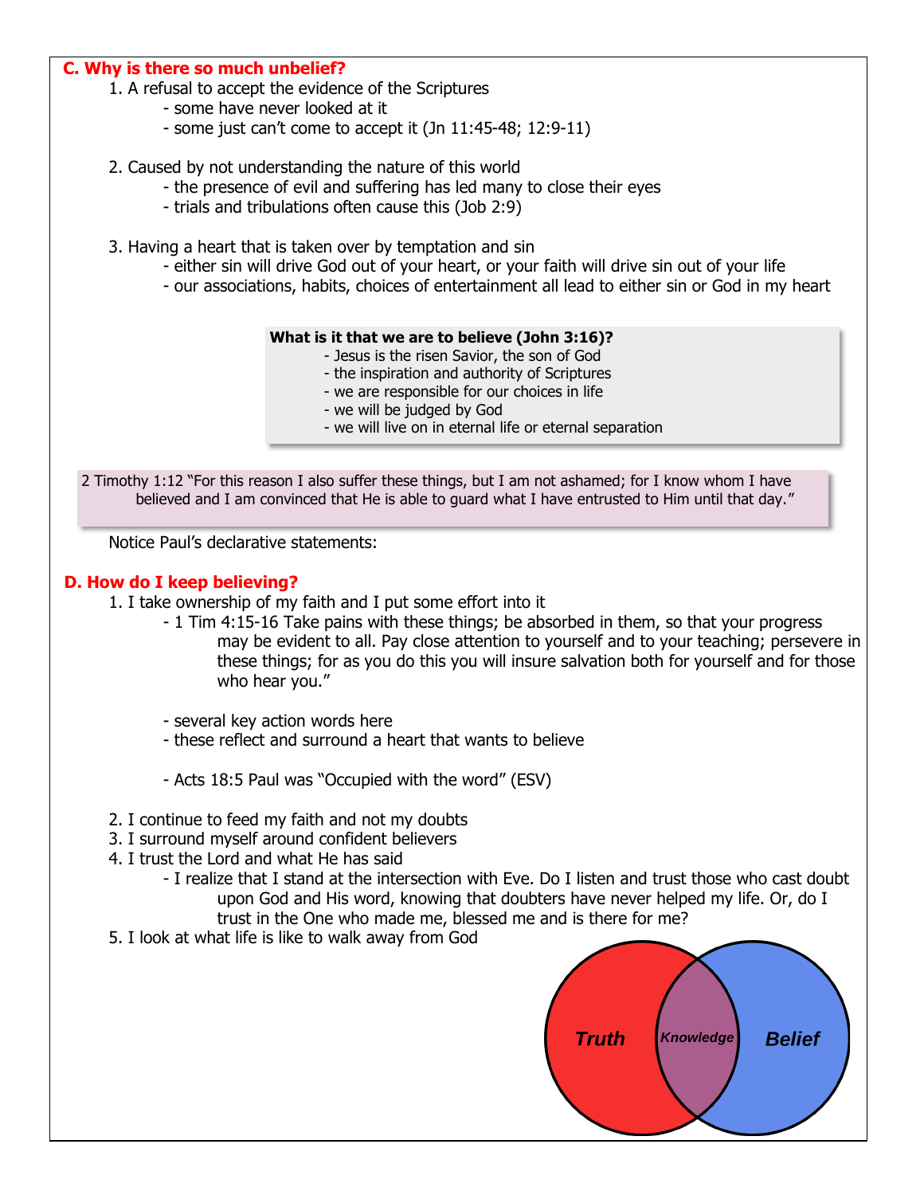## C. Why is there so much unbelief?

1. A refusal to accept the evidence of the Scriptures
   - some have never looked at it
   - some just can't come to accept it (Jn 11:45-48; 12:9-11)

2. Caused by not understanding the nature of this world
   - the presence of evil and suffering has led many to close their eyes
   - trials and tribulations often cause this (Job 2:9)

3. Having a heart that is taken over by temptation and sin
   - either sin will drive God out of your heart, or your faith will drive sin out of your life
   - our associations, habits, choices of entertainment all lead to either sin or God in my heart

**What is it that we are to believe (John 3:16)?**

- Jesus is the risen Savior, the son of God
- the inspiration and authority of Scriptures
- we are responsible for our choices in life
- we will be judged by God
- we will live on in eternal life or eternal separation

2 Timothy 1:12 "For this reason I also suffer these things, but I am not ashamed; for I know whom I have believed and I am convinced that He is able to guard what I have entrusted to Him until that day."

Notice Paul's declarative statements:

## D. How do I keep believing?

1. I take ownership of my faith and I put some effort into it
   - 1 Tim 4:15-16 Take pains with these things; be absorbed in them, so that your progress may be evident to all. Pay close attention to yourself and to your teaching; persevere in these things; for as you do this you will insure salvation both for yourself and for those who hear you."

   - several key action words here
   - these reflect and surround a heart that wants to believe

   - Acts 18:5 Paul was "Occupied with the word" (ESV)

2. I continue to feed my faith and not my doubts
3. I surround myself around confident believers
4. I trust the Lord and what He has said
   - I realize that I stand at the intersection with Eve. Do I listen and trust those who cast doubt upon God and His word, knowing that doubters have never helped my life. Or, do I trust in the One who made me, blessed me and is there for me?
5. I look at what life is like to walk away from God

Truth

Knowledge

Belief